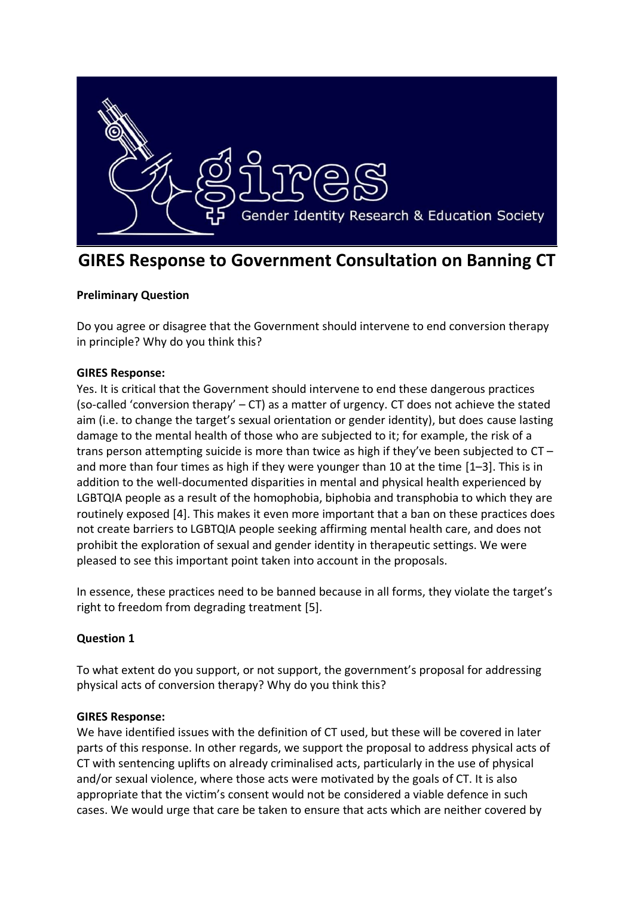gires

Gender Identity Research & Education Society

# GIRES Response to Government Consultation on Banning CT

**Preliminary Question**

Do you agree or disagree that the Government should intervene to end conversion therapy in principle? Why do you think this?

**GIRES Response:**

Yes. It is critical that the Government should intervene to end these dangerous practices (so-called 'conversion therapy' – CT) as a matter of urgency. CT does not achieve the stated aim (i.e. to change the target's sexual orientation or gender identity), but does cause lasting damage to the mental health of those who are subjected to it; for example, the risk of a trans person attempting suicide is more than twice as high if they've been subjected to CT – and more than four times as high if they were younger than 10 at the time [1–3]. This is in addition to the well-documented disparities in mental and physical health experienced by LGBTQIA people as a result of the homophobia, biphobia and transphobia to which they are routinely exposed [4]. This makes it even more important that a ban on these practices does not create barriers to LGBTQIA people seeking affirming mental health care, and does not prohibit the exploration of sexual and gender identity in therapeutic settings. We were pleased to see this important point taken into account in the proposals.

In essence, these practices need to be banned because in all forms, they violate the target's right to freedom from degrading treatment [5].

**Question 1**

To what extent do you support, or not support, the government's proposal for addressing physical acts of conversion therapy? Why do you think this?

**GIRES Response:**

We have identified issues with the definition of CT used, but these will be covered in later parts of this response. In other regards, we support the proposal to address physical acts of CT with sentencing uplifts on already criminalised acts, particularly in the use of physical and/or sexual violence, where those acts were motivated by the goals of CT. It is also appropriate that the victim's consent would not be considered a viable defence in such cases. We would urge that care be taken to ensure that acts which are neither covered by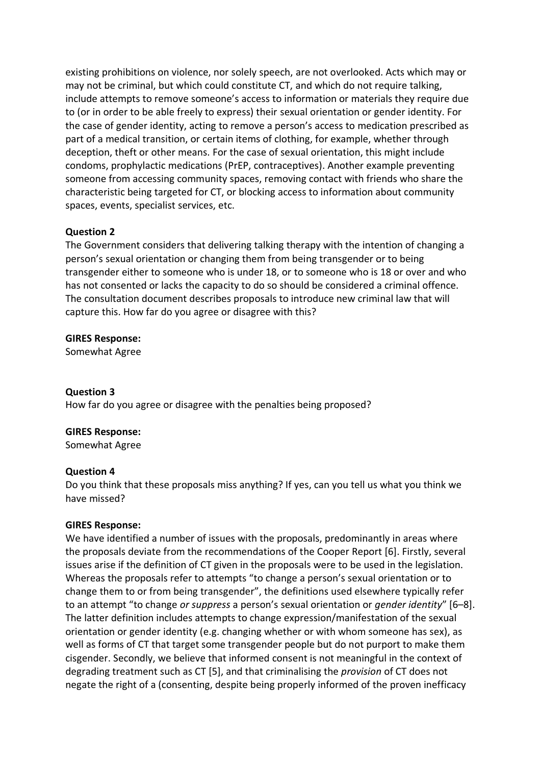existing prohibitions on violence, nor solely speech, are not overlooked. Acts which may or may not be criminal, but which could constitute CT, and which do not require talking, include attempts to remove someone's access to information or materials they require due to (or in order to be able freely to express) their sexual orientation or gender identity. For the case of gender identity, acting to remove a person's access to medication prescribed as part of a medical transition, or certain items of clothing, for example, whether through deception, theft or other means. For the case of sexual orientation, this might include condoms, prophylactic medications (PrEP, contraceptives). Another example preventing someone from accessing community spaces, removing contact with friends who share the characteristic being targeted for CT, or blocking access to information about community spaces, events, specialist services, etc.

**Question 2**

The Government considers that delivering talking therapy with the intention of changing a person's sexual orientation or changing them from being transgender or to being transgender either to someone who is under 18, or to someone who is 18 or over and who has not consented or lacks the capacity to do so should be considered a criminal offence. The consultation document describes proposals to introduce new criminal law that will capture this. How far do you agree or disagree with this?

**GIRES Response:**

Somewhat Agree

**Question 3**

How far do you agree or disagree with the penalties being proposed?

**GIRES Response:**

Somewhat Agree

**Question 4**

Do you think that these proposals miss anything? If yes, can you tell us what you think we have missed?

**GIRES Response:**

We have identified a number of issues with the proposals, predominantly in areas where the proposals deviate from the recommendations of the Cooper Report [6]. Firstly, several issues arise if the definition of CT given in the proposals were to be used in the legislation. Whereas the proposals refer to attempts "to change a person's sexual orientation or to change them to or from being transgender", the definitions used elsewhere typically refer to an attempt "to change *or suppress* a person's sexual orientation or *gender identity*" [6–8]. The latter definition includes attempts to change expression/manifestation of the sexual orientation or gender identity (e.g. changing whether or with whom someone has sex), as well as forms of CT that target some transgender people but do not purport to make them cisgender. Secondly, we believe that informed consent is not meaningful in the context of degrading treatment such as CT [5], and that criminalising the *provision* of CT does not negate the right of a (consenting, despite being properly informed of the proven inefficacy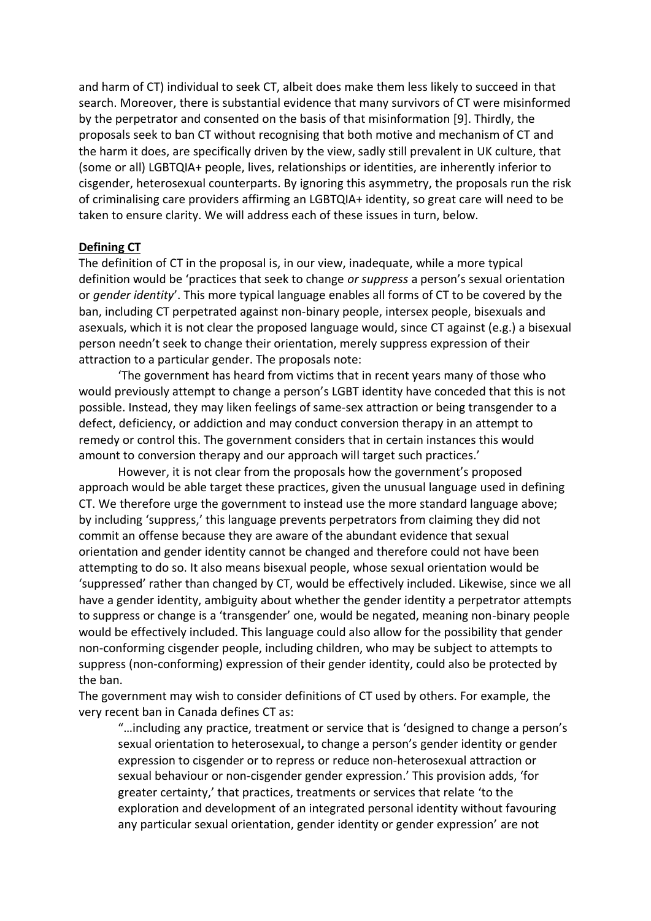and harm of CT) individual to seek CT, albeit does make them less likely to succeed in that search. Moreover, there is substantial evidence that many survivors of CT were misinformed by the perpetrator and consented on the basis of that misinformation [9]. Thirdly, the proposals seek to ban CT without recognising that both motive and mechanism of CT and the harm it does, are specifically driven by the view, sadly still prevalent in UK culture, that (some or all) LGBTQIA+ people, lives, relationships or identities, are inherently inferior to cisgender, heterosexual counterparts. By ignoring this asymmetry, the proposals run the risk of criminalising care providers affirming an LGBTQIA+ identity, so great care will need to be taken to ensure clarity. We will address each of these issues in turn, below.

**Defining CT**

The definition of CT in the proposal is, in our view, inadequate, while a more typical definition would be 'practices that seek to change *or suppress* a person's sexual orientation or *gender identity*'. This more typical language enables all forms of CT to be covered by the ban, including CT perpetrated against non-binary people, intersex people, bisexuals and asexuals, which it is not clear the proposed language would, since CT against (e.g.) a bisexual person needn't seek to change their orientation, merely suppress expression of their attraction to a particular gender. The proposals note:

'The government has heard from victims that in recent years many of those who would previously attempt to change a person's LGBT identity have conceded that this is not possible. Instead, they may liken feelings of same-sex attraction or being transgender to a defect, deficiency, or addiction and may conduct conversion therapy in an attempt to remedy or control this. The government considers that in certain instances this would amount to conversion therapy and our approach will target such practices.'

However, it is not clear from the proposals how the government's proposed approach would be able target these practices, given the unusual language used in defining CT. We therefore urge the government to instead use the more standard language above; by including 'suppress,' this language prevents perpetrators from claiming they did not commit an offense because they are aware of the abundant evidence that sexual orientation and gender identity cannot be changed and therefore could not have been attempting to do so. It also means bisexual people, whose sexual orientation would be 'suppressed' rather than changed by CT, would be effectively included. Likewise, since we all have a gender identity, ambiguity about whether the gender identity a perpetrator attempts to suppress or change is a 'transgender' one, would be negated, meaning non-binary people would be effectively included. This language could also allow for the possibility that gender non-conforming cisgender people, including children, who may be subject to attempts to suppress (non-conforming) expression of their gender identity, could also be protected by the ban.

The government may wish to consider definitions of CT used by others. For example, the very recent ban in Canada defines CT as:

> "…including any practice, treatment or service that is 'designed to change a person's sexual orientation to heterosexual**,** to change a person's gender identity or gender expression to cisgender or to repress or reduce non-heterosexual attraction or sexual behaviour or non-cisgender gender expression.' This provision adds, 'for greater certainty,' that practices, treatments or services that relate 'to the exploration and development of an integrated personal identity without favouring any particular sexual orientation, gender identity or gender expression' are not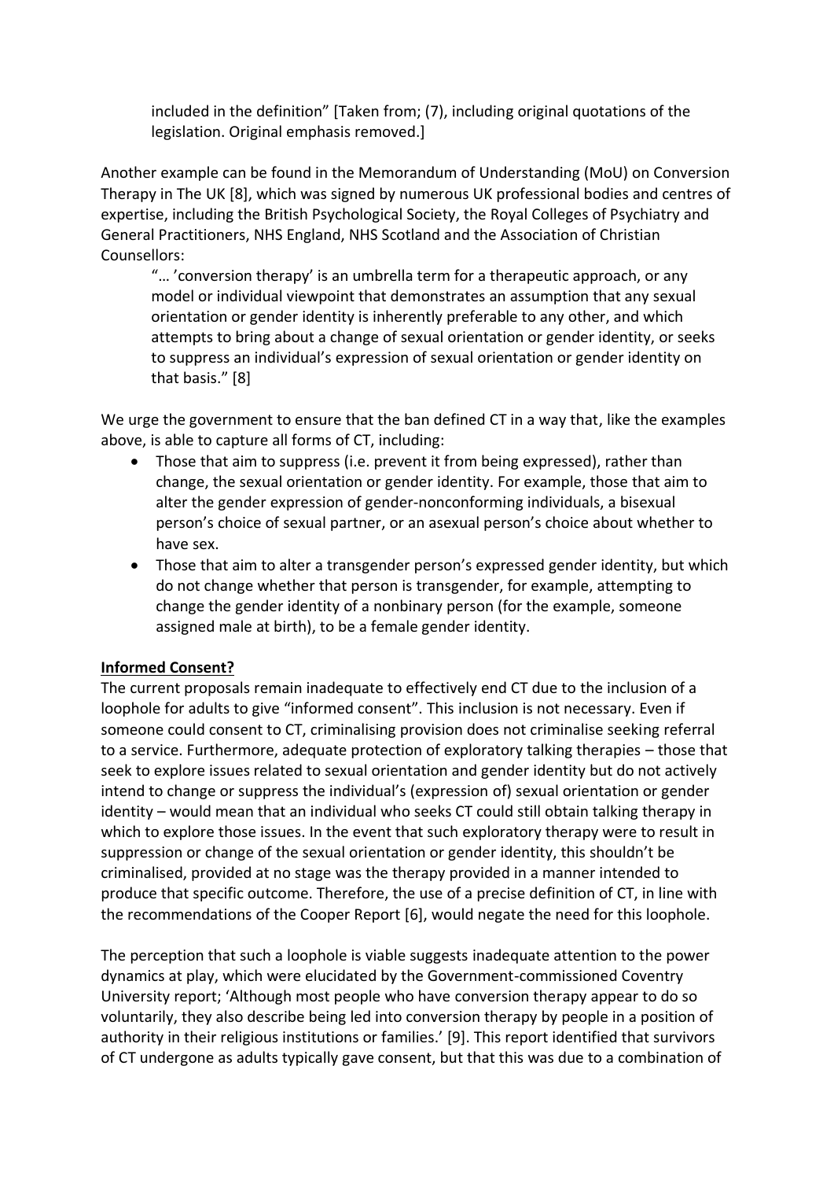> included in the definition" [Taken from; (7), including original quotations of the legislation. Original emphasis removed.]

Another example can be found in the Memorandum of Understanding (MoU) on Conversion Therapy in The UK [8], which was signed by numerous UK professional bodies and centres of expertise, including the British Psychological Society, the Royal Colleges of Psychiatry and General Practitioners, NHS England, NHS Scotland and the Association of Christian Counsellors:

> "… 'conversion therapy' is an umbrella term for a therapeutic approach, or any model or individual viewpoint that demonstrates an assumption that any sexual orientation or gender identity is inherently preferable to any other, and which attempts to bring about a change of sexual orientation or gender identity, or seeks to suppress an individual's expression of sexual orientation or gender identity on that basis." [8]

We urge the government to ensure that the ban defined CT in a way that, like the examples above, is able to capture all forms of CT, including:

- Those that aim to suppress (i.e. prevent it from being expressed), rather than change, the sexual orientation or gender identity. For example, those that aim to alter the gender expression of gender-nonconforming individuals, a bisexual person's choice of sexual partner, or an asexual person's choice about whether to have sex.
- Those that aim to alter a transgender person's expressed gender identity, but which do not change whether that person is transgender, for example, attempting to change the gender identity of a nonbinary person (for the example, someone assigned male at birth), to be a female gender identity.

**Informed Consent?**

The current proposals remain inadequate to effectively end CT due to the inclusion of a loophole for adults to give "informed consent". This inclusion is not necessary. Even if someone could consent to CT, criminalising provision does not criminalise seeking referral to a service. Furthermore, adequate protection of exploratory talking therapies – those that seek to explore issues related to sexual orientation and gender identity but do not actively intend to change or suppress the individual's (expression of) sexual orientation or gender identity – would mean that an individual who seeks CT could still obtain talking therapy in which to explore those issues. In the event that such exploratory therapy were to result in suppression or change of the sexual orientation or gender identity, this shouldn't be criminalised, provided at no stage was the therapy provided in a manner intended to produce that specific outcome. Therefore, the use of a precise definition of CT, in line with the recommendations of the Cooper Report [6], would negate the need for this loophole.

The perception that such a loophole is viable suggests inadequate attention to the power dynamics at play, which were elucidated by the Government-commissioned Coventry University report; 'Although most people who have conversion therapy appear to do so voluntarily, they also describe being led into conversion therapy by people in a position of authority in their religious institutions or families.' [9]. This report identified that survivors of CT undergone as adults typically gave consent, but that this was due to a combination of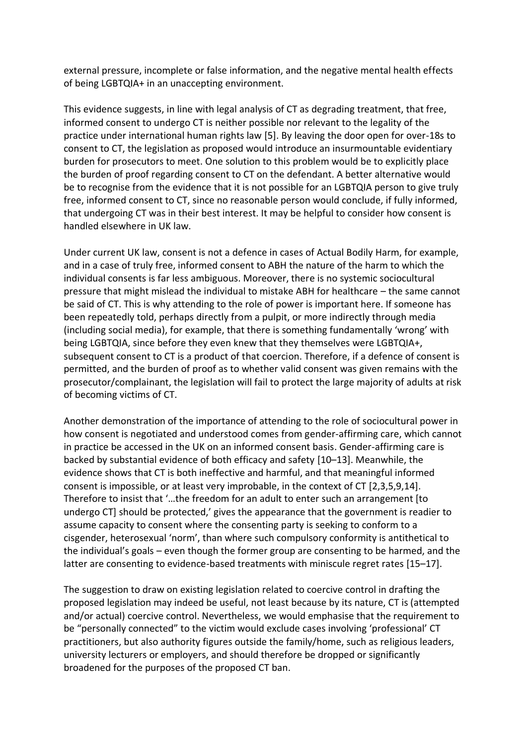external pressure, incomplete or false information, and the negative mental health effects of being LGBTQIA+ in an unaccepting environment.

This evidence suggests, in line with legal analysis of CT as degrading treatment, that free, informed consent to undergo CT is neither possible nor relevant to the legality of the practice under international human rights law [5]. By leaving the door open for over-18s to consent to CT, the legislation as proposed would introduce an insurmountable evidentiary burden for prosecutors to meet. One solution to this problem would be to explicitly place the burden of proof regarding consent to CT on the defendant. A better alternative would be to recognise from the evidence that it is not possible for an LGBTQIA person to give truly free, informed consent to CT, since no reasonable person would conclude, if fully informed, that undergoing CT was in their best interest. It may be helpful to consider how consent is handled elsewhere in UK law.

Under current UK law, consent is not a defence in cases of Actual Bodily Harm, for example, and in a case of truly free, informed consent to ABH the nature of the harm to which the individual consents is far less ambiguous. Moreover, there is no systemic sociocultural pressure that might mislead the individual to mistake ABH for healthcare – the same cannot be said of CT. This is why attending to the role of power is important here. If someone has been repeatedly told, perhaps directly from a pulpit, or more indirectly through media (including social media), for example, that there is something fundamentally 'wrong' with being LGBTQIA, since before they even knew that they themselves were LGBTQIA+, subsequent consent to CT is a product of that coercion. Therefore, if a defence of consent is permitted, and the burden of proof as to whether valid consent was given remains with the prosecutor/complainant, the legislation will fail to protect the large majority of adults at risk of becoming victims of CT.

Another demonstration of the importance of attending to the role of sociocultural power in how consent is negotiated and understood comes from gender-affirming care, which cannot in practice be accessed in the UK on an informed consent basis. Gender-affirming care is backed by substantial evidence of both efficacy and safety [10–13]. Meanwhile, the evidence shows that CT is both ineffective and harmful, and that meaningful informed consent is impossible, or at least very improbable, in the context of CT [2,3,5,9,14]. Therefore to insist that '…the freedom for an adult to enter such an arrangement [to undergo CT] should be protected,' gives the appearance that the government is readier to assume capacity to consent where the consenting party is seeking to conform to a cisgender, heterosexual 'norm', than where such compulsory conformity is antithetical to the individual's goals – even though the former group are consenting to be harmed, and the latter are consenting to evidence-based treatments with miniscule regret rates [15–17].

The suggestion to draw on existing legislation related to coercive control in drafting the proposed legislation may indeed be useful, not least because by its nature, CT is (attempted and/or actual) coercive control. Nevertheless, we would emphasise that the requirement to be "personally connected" to the victim would exclude cases involving 'professional' CT practitioners, but also authority figures outside the family/home, such as religious leaders, university lecturers or employers, and should therefore be dropped or significantly broadened for the purposes of the proposed CT ban.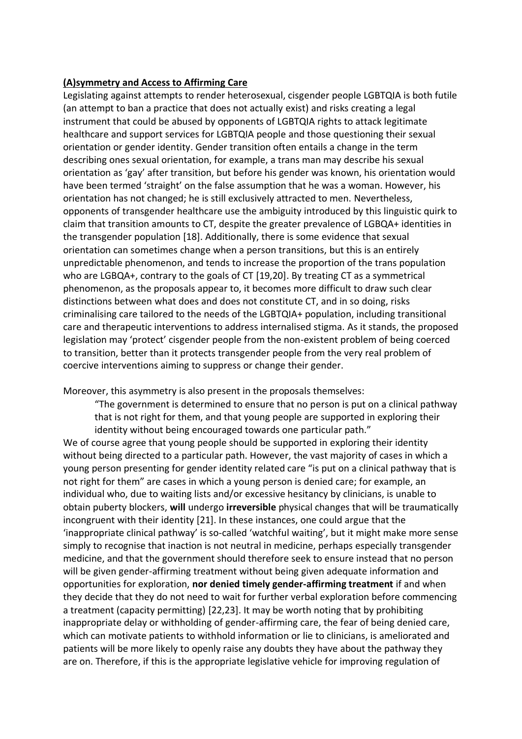**(A)symmetry and Access to Affirming Care**

Legislating against attempts to render heterosexual, cisgender people LGBTQIA is both futile (an attempt to ban a practice that does not actually exist) and risks creating a legal instrument that could be abused by opponents of LGBTQIA rights to attack legitimate healthcare and support services for LGBTQIA people and those questioning their sexual orientation or gender identity. Gender transition often entails a change in the term describing ones sexual orientation, for example, a trans man may describe his sexual orientation as 'gay' after transition, but before his gender was known, his orientation would have been termed 'straight' on the false assumption that he was a woman. However, his orientation has not changed; he is still exclusively attracted to men. Nevertheless, opponents of transgender healthcare use the ambiguity introduced by this linguistic quirk to claim that transition amounts to CT, despite the greater prevalence of LGBQA+ identities in the transgender population [18]. Additionally, there is some evidence that sexual orientation can sometimes change when a person transitions, but this is an entirely unpredictable phenomenon, and tends to increase the proportion of the trans population who are LGBQA+, contrary to the goals of CT [19,20]. By treating CT as a symmetrical phenomenon, as the proposals appear to, it becomes more difficult to draw such clear distinctions between what does and does not constitute CT, and in so doing, risks criminalising care tailored to the needs of the LGBTQIA+ population, including transitional care and therapeutic interventions to address internalised stigma. As it stands, the proposed legislation may 'protect' cisgender people from the non-existent problem of being coerced to transition, better than it protects transgender people from the very real problem of coercive interventions aiming to suppress or change their gender.

Moreover, this asymmetry is also present in the proposals themselves:

> "The government is determined to ensure that no person is put on a clinical pathway that is not right for them, and that young people are supported in exploring their identity without being encouraged towards one particular path."

We of course agree that young people should be supported in exploring their identity without being directed to a particular path. However, the vast majority of cases in which a young person presenting for gender identity related care "is put on a clinical pathway that is not right for them" are cases in which a young person is denied care; for example, an individual who, due to waiting lists and/or excessive hesitancy by clinicians, is unable to obtain puberty blockers, **will** undergo **irreversible** physical changes that will be traumatically incongruent with their identity [21]. In these instances, one could argue that the 'inappropriate clinical pathway' is so-called 'watchful waiting', but it might make more sense simply to recognise that inaction is not neutral in medicine, perhaps especially transgender medicine, and that the government should therefore seek to ensure instead that no person will be given gender-affirming treatment without being given adequate information and opportunities for exploration, **nor denied timely gender-affirming treatment** if and when they decide that they do not need to wait for further verbal exploration before commencing a treatment (capacity permitting) [22,23]. It may be worth noting that by prohibiting inappropriate delay or withholding of gender-affirming care, the fear of being denied care, which can motivate patients to withhold information or lie to clinicians, is ameliorated and patients will be more likely to openly raise any doubts they have about the pathway they are on. Therefore, if this is the appropriate legislative vehicle for improving regulation of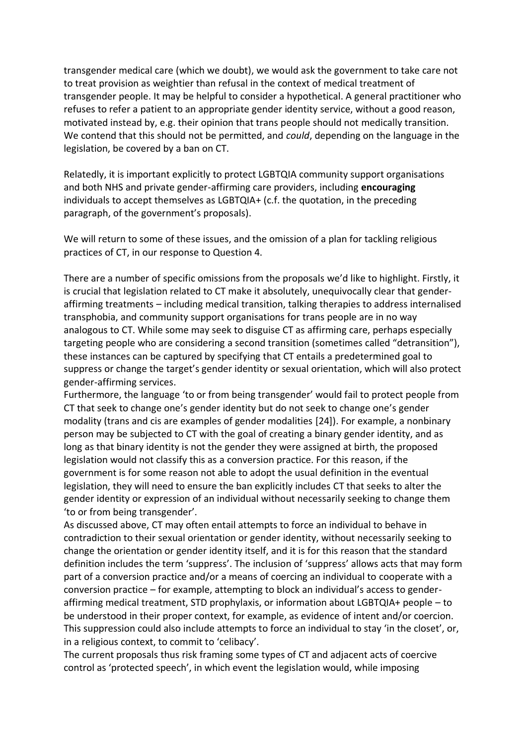transgender medical care (which we doubt), we would ask the government to take care not to treat provision as weightier than refusal in the context of medical treatment of transgender people. It may be helpful to consider a hypothetical. A general practitioner who refuses to refer a patient to an appropriate gender identity service, without a good reason, motivated instead by, e.g. their opinion that trans people should not medically transition. We contend that this should not be permitted, and *could*, depending on the language in the legislation, be covered by a ban on CT.

Relatedly, it is important explicitly to protect LGBTQIA community support organisations and both NHS and private gender-affirming care providers, including **encouraging** individuals to accept themselves as LGBTQIA+ (c.f. the quotation, in the preceding paragraph, of the government's proposals).

We will return to some of these issues, and the omission of a plan for tackling religious practices of CT, in our response to Question 4.

There are a number of specific omissions from the proposals we'd like to highlight. Firstly, it is crucial that legislation related to CT make it absolutely, unequivocally clear that gender-affirming treatments – including medical transition, talking therapies to address internalised transphobia, and community support organisations for trans people are in no way analogous to CT. While some may seek to disguise CT as affirming care, perhaps especially targeting people who are considering a second transition (sometimes called "detransition"), these instances can be captured by specifying that CT entails a predetermined goal to suppress or change the target's gender identity or sexual orientation, which will also protect gender-affirming services.

Furthermore, the language 'to or from being transgender' would fail to protect people from CT that seek to change one's gender identity but do not seek to change one's gender modality (trans and cis are examples of gender modalities [24]). For example, a nonbinary person may be subjected to CT with the goal of creating a binary gender identity, and as long as that binary identity is not the gender they were assigned at birth, the proposed legislation would not classify this as a conversion practice. For this reason, if the government is for some reason not able to adopt the usual definition in the eventual legislation, they will need to ensure the ban explicitly includes CT that seeks to alter the gender identity or expression of an individual without necessarily seeking to change them 'to or from being transgender'.

As discussed above, CT may often entail attempts to force an individual to behave in contradiction to their sexual orientation or gender identity, without necessarily seeking to change the orientation or gender identity itself, and it is for this reason that the standard definition includes the term 'suppress'. The inclusion of 'suppress' allows acts that may form part of a conversion practice and/or a means of coercing an individual to cooperate with a conversion practice – for example, attempting to block an individual's access to gender-affirming medical treatment, STD prophylaxis, or information about LGBTQIA+ people – to be understood in their proper context, for example, as evidence of intent and/or coercion. This suppression could also include attempts to force an individual to stay 'in the closet', or, in a religious context, to commit to 'celibacy'.

The current proposals thus risk framing some types of CT and adjacent acts of coercive control as 'protected speech', in which event the legislation would, while imposing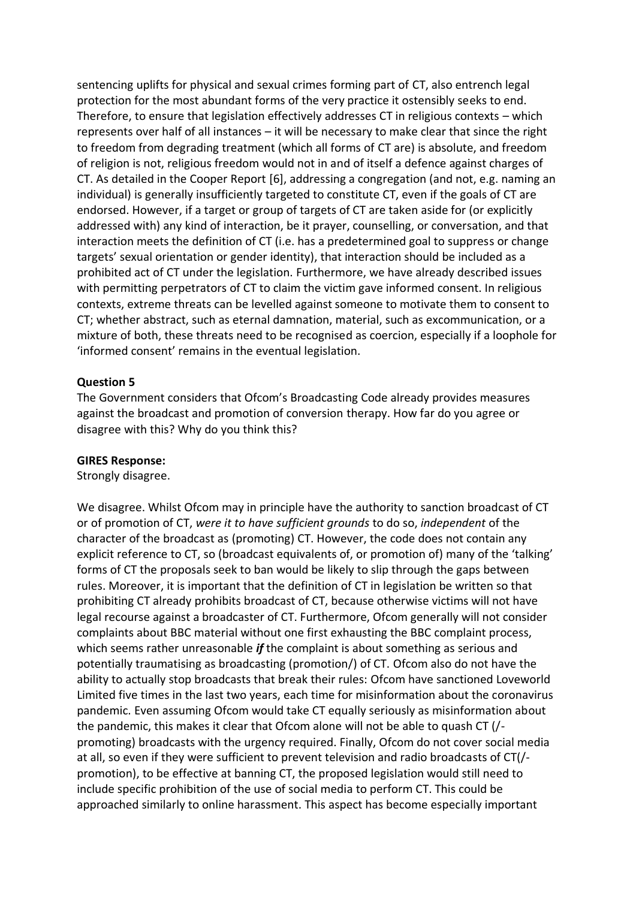sentencing uplifts for physical and sexual crimes forming part of CT, also entrench legal protection for the most abundant forms of the very practice it ostensibly seeks to end. Therefore, to ensure that legislation effectively addresses CT in religious contexts – which represents over half of all instances – it will be necessary to make clear that since the right to freedom from degrading treatment (which all forms of CT are) is absolute, and freedom of religion is not, religious freedom would not in and of itself a defence against charges of CT. As detailed in the Cooper Report [6], addressing a congregation (and not, e.g. naming an individual) is generally insufficiently targeted to constitute CT, even if the goals of CT are endorsed. However, if a target or group of targets of CT are taken aside for (or explicitly addressed with) any kind of interaction, be it prayer, counselling, or conversation, and that interaction meets the definition of CT (i.e. has a predetermined goal to suppress or change targets' sexual orientation or gender identity), that interaction should be included as a prohibited act of CT under the legislation. Furthermore, we have already described issues with permitting perpetrators of CT to claim the victim gave informed consent. In religious contexts, extreme threats can be levelled against someone to motivate them to consent to CT; whether abstract, such as eternal damnation, material, such as excommunication, or a mixture of both, these threats need to be recognised as coercion, especially if a loophole for 'informed consent' remains in the eventual legislation.

**Question 5**

The Government considers that Ofcom's Broadcasting Code already provides measures against the broadcast and promotion of conversion therapy. How far do you agree or disagree with this? Why do you think this?

**GIRES Response:**

Strongly disagree.

We disagree. Whilst Ofcom may in principle have the authority to sanction broadcast of CT or of promotion of CT, *were it to have sufficient grounds* to do so, *independent* of the character of the broadcast as (promoting) CT. However, the code does not contain any explicit reference to CT, so (broadcast equivalents of, or promotion of) many of the 'talking' forms of CT the proposals seek to ban would be likely to slip through the gaps between rules. Moreover, it is important that the definition of CT in legislation be written so that prohibiting CT already prohibits broadcast of CT, because otherwise victims will not have legal recourse against a broadcaster of CT. Furthermore, Ofcom generally will not consider complaints about BBC material without one first exhausting the BBC complaint process, which seems rather unreasonable ***if*** the complaint is about something as serious and potentially traumatising as broadcasting (promotion/) of CT. Ofcom also do not have the ability to actually stop broadcasts that break their rules: Ofcom have sanctioned Loveworld Limited five times in the last two years, each time for misinformation about the coronavirus pandemic. Even assuming Ofcom would take CT equally seriously as misinformation about the pandemic, this makes it clear that Ofcom alone will not be able to quash CT (/-promoting) broadcasts with the urgency required. Finally, Ofcom do not cover social media at all, so even if they were sufficient to prevent television and radio broadcasts of CT(/-promotion), to be effective at banning CT, the proposed legislation would still need to include specific prohibition of the use of social media to perform CT. This could be approached similarly to online harassment. This aspect has become especially important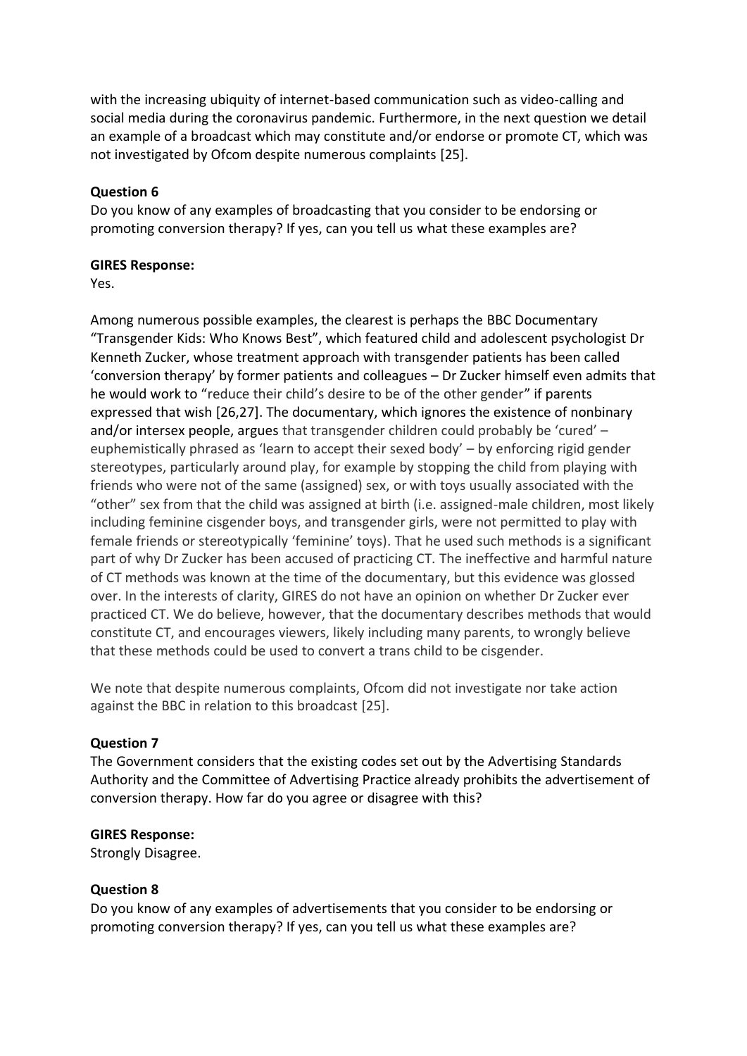with the increasing ubiquity of internet-based communication such as video-calling and social media during the coronavirus pandemic. Furthermore, in the next question we detail an example of a broadcast which may constitute and/or endorse or promote CT, which was not investigated by Ofcom despite numerous complaints [25].

**Question 6**

Do you know of any examples of broadcasting that you consider to be endorsing or promoting conversion therapy? If yes, can you tell us what these examples are?

**GIRES Response:**

Yes.

Among numerous possible examples, the clearest is perhaps the BBC Documentary "Transgender Kids: Who Knows Best", which featured child and adolescent psychologist Dr Kenneth Zucker, whose treatment approach with transgender patients has been called 'conversion therapy' by former patients and colleagues – Dr Zucker himself even admits that he would work to "reduce their child's desire to be of the other gender" if parents expressed that wish [26,27]. The documentary, which ignores the existence of nonbinary and/or intersex people, argues that transgender children could probably be 'cured' – euphemistically phrased as 'learn to accept their sexed body' – by enforcing rigid gender stereotypes, particularly around play, for example by stopping the child from playing with friends who were not of the same (assigned) sex, or with toys usually associated with the "other" sex from that the child was assigned at birth (i.e. assigned-male children, most likely including feminine cisgender boys, and transgender girls, were not permitted to play with female friends or stereotypically 'feminine' toys). That he used such methods is a significant part of why Dr Zucker has been accused of practicing CT. The ineffective and harmful nature of CT methods was known at the time of the documentary, but this evidence was glossed over. In the interests of clarity, GIRES do not have an opinion on whether Dr Zucker ever practiced CT. We do believe, however, that the documentary describes methods that would constitute CT, and encourages viewers, likely including many parents, to wrongly believe that these methods could be used to convert a trans child to be cisgender.

We note that despite numerous complaints, Ofcom did not investigate nor take action against the BBC in relation to this broadcast [25].

**Question 7**

The Government considers that the existing codes set out by the Advertising Standards Authority and the Committee of Advertising Practice already prohibits the advertisement of conversion therapy. How far do you agree or disagree with this?

**GIRES Response:**

Strongly Disagree.

**Question 8**

Do you know of any examples of advertisements that you consider to be endorsing or promoting conversion therapy? If yes, can you tell us what these examples are?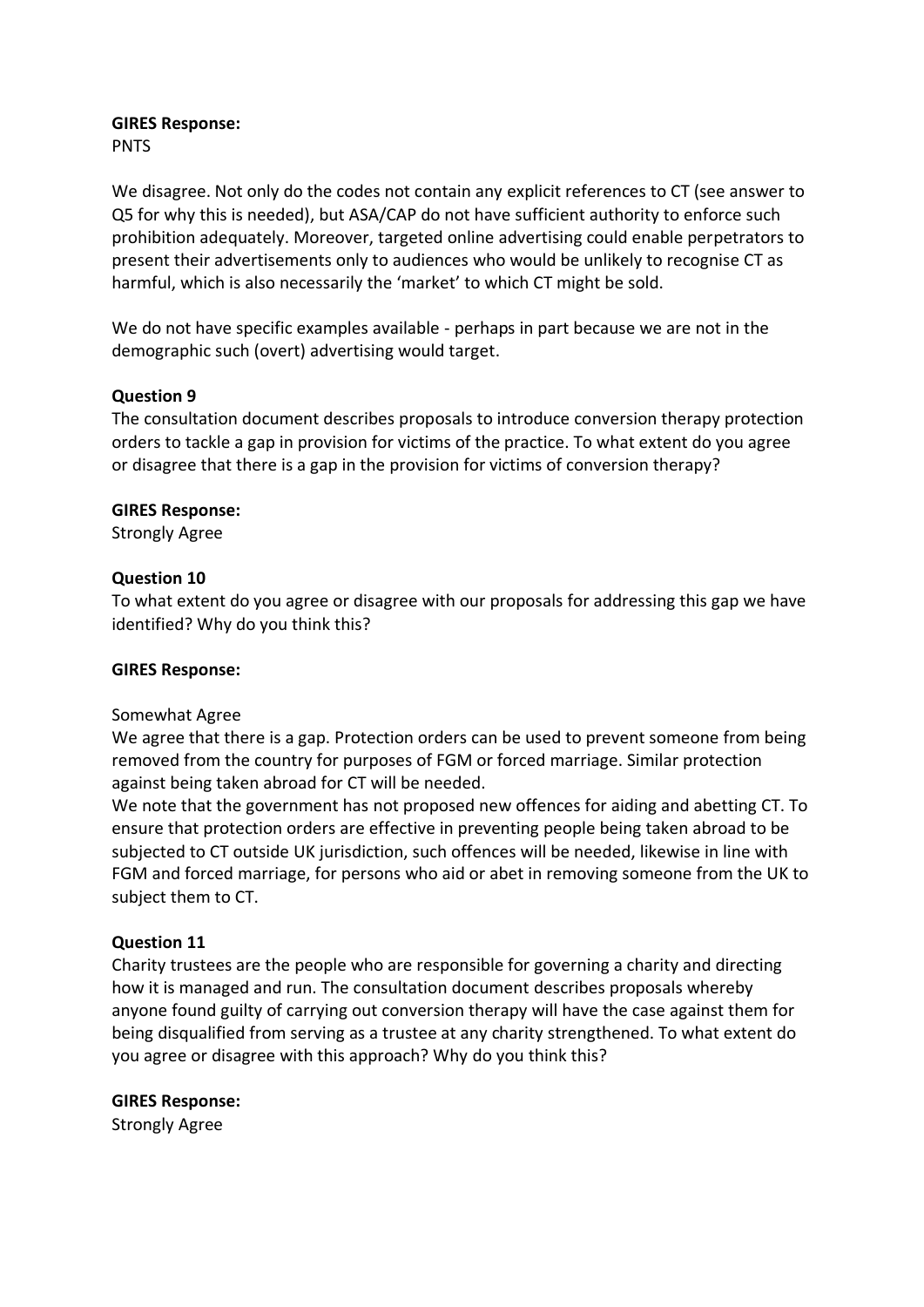**GIRES Response:**
PNTS

We disagree. Not only do the codes not contain any explicit references to CT (see answer to Q5 for why this is needed), but ASA/CAP do not have sufficient authority to enforce such prohibition adequately. Moreover, targeted online advertising could enable perpetrators to present their advertisements only to audiences who would be unlikely to recognise CT as harmful, which is also necessarily the 'market' to which CT might be sold.

We do not have specific examples available - perhaps in part because we are not in the demographic such (overt) advertising would target.

**Question 9**
The consultation document describes proposals to introduce conversion therapy protection orders to tackle a gap in provision for victims of the practice. To what extent do you agree or disagree that there is a gap in the provision for victims of conversion therapy?

**GIRES Response:**
Strongly Agree

**Question 10**
To what extent do you agree or disagree with our proposals for addressing this gap we have identified? Why do you think this?

**GIRES Response:**

Somewhat Agree
We agree that there is a gap. Protection orders can be used to prevent someone from being removed from the country for purposes of FGM or forced marriage. Similar protection against being taken abroad for CT will be needed.
We note that the government has not proposed new offences for aiding and abetting CT. To ensure that protection orders are effective in preventing people being taken abroad to be subjected to CT outside UK jurisdiction, such offences will be needed, likewise in line with FGM and forced marriage, for persons who aid or abet in removing someone from the UK to subject them to CT.

**Question 11**
Charity trustees are the people who are responsible for governing a charity and directing how it is managed and run. The consultation document describes proposals whereby anyone found guilty of carrying out conversion therapy will have the case against them for being disqualified from serving as a trustee at any charity strengthened. To what extent do you agree or disagree with this approach? Why do you think this?

**GIRES Response:**
Strongly Agree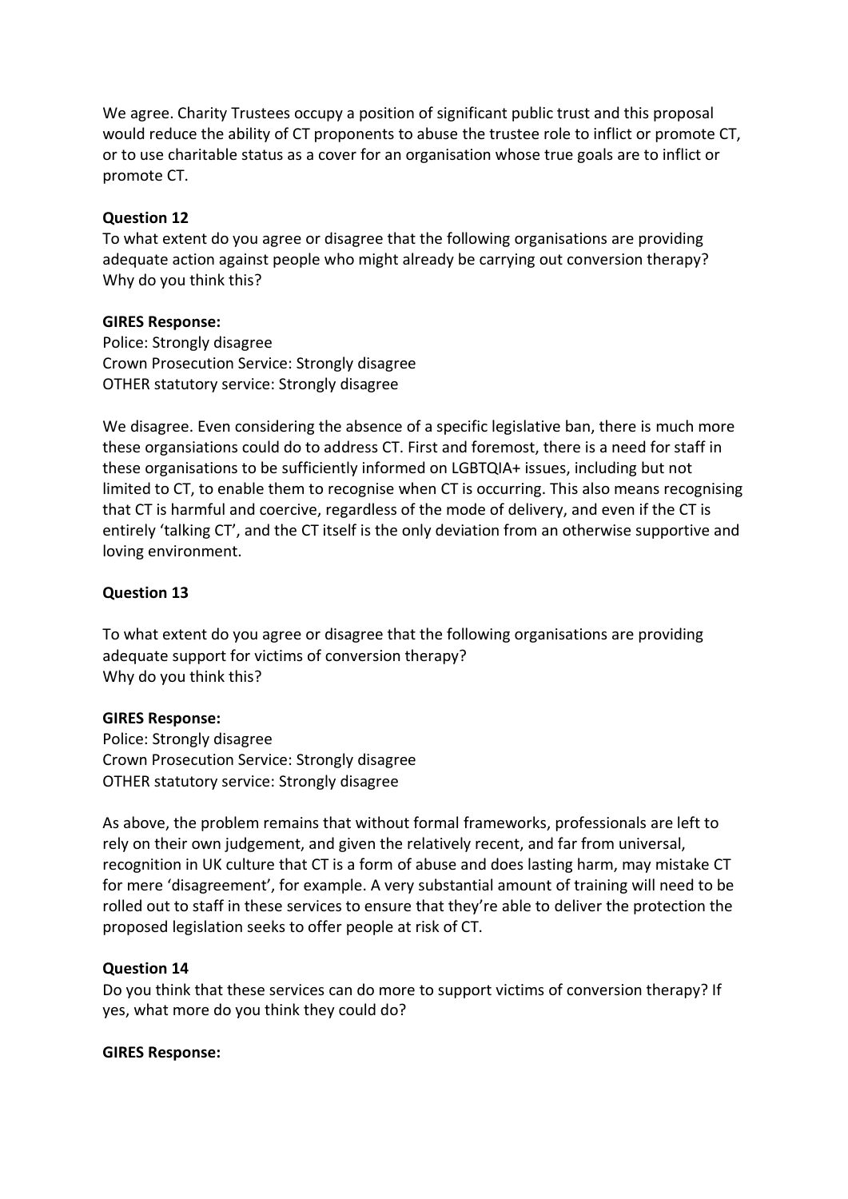We agree. Charity Trustees occupy a position of significant public trust and this proposal would reduce the ability of CT proponents to abuse the trustee role to inflict or promote CT, or to use charitable status as a cover for an organisation whose true goals are to inflict or promote CT.

**Question 12**

To what extent do you agree or disagree that the following organisations are providing adequate action against people who might already be carrying out conversion therapy? Why do you think this?

**GIRES Response:**

Police: Strongly disagree
Crown Prosecution Service: Strongly disagree
OTHER statutory service: Strongly disagree

We disagree. Even considering the absence of a specific legislative ban, there is much more these organsiations could do to address CT. First and foremost, there is a need for staff in these organisations to be sufficiently informed on LGBTQIA+ issues, including but not limited to CT, to enable them to recognise when CT is occurring. This also means recognising that CT is harmful and coercive, regardless of the mode of delivery, and even if the CT is entirely 'talking CT', and the CT itself is the only deviation from an otherwise supportive and loving environment.

**Question 13**

To what extent do you agree or disagree that the following organisations are providing adequate support for victims of conversion therapy?
Why do you think this?

**GIRES Response:**

Police: Strongly disagree
Crown Prosecution Service: Strongly disagree
OTHER statutory service: Strongly disagree

As above, the problem remains that without formal frameworks, professionals are left to rely on their own judgement, and given the relatively recent, and far from universal, recognition in UK culture that CT is a form of abuse and does lasting harm, may mistake CT for mere 'disagreement', for example. A very substantial amount of training will need to be rolled out to staff in these services to ensure that they're able to deliver the protection the proposed legislation seeks to offer people at risk of CT.

**Question 14**

Do you think that these services can do more to support victims of conversion therapy? If yes, what more do you think they could do?

**GIRES Response:**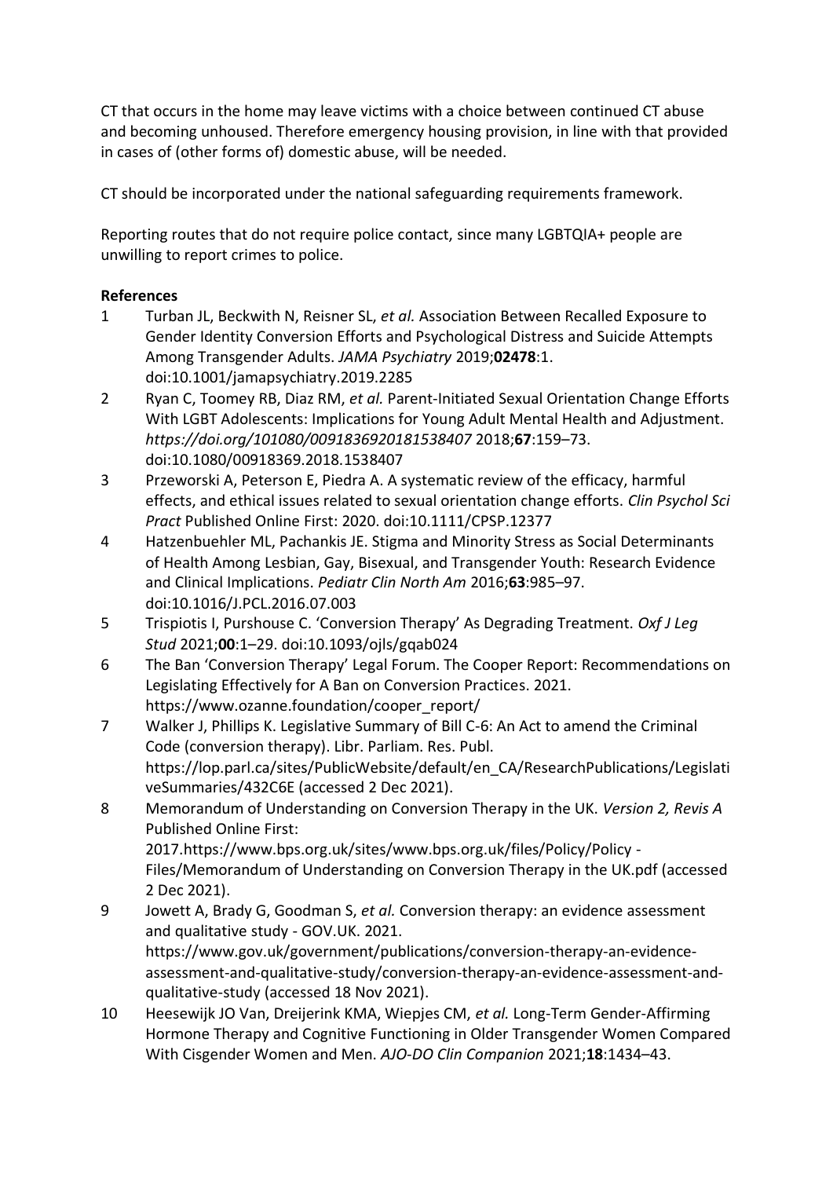CT that occurs in the home may leave victims with a choice between continued CT abuse and becoming unhoused. Therefore emergency housing provision, in line with that provided in cases of (other forms of) domestic abuse, will be needed.

CT should be incorporated under the national safeguarding requirements framework.

Reporting routes that do not require police contact, since many LGBTQIA+ people are unwilling to report crimes to police.

**References**

1. Turban JL, Beckwith N, Reisner SL, *et al.* Association Between Recalled Exposure to Gender Identity Conversion Efforts and Psychological Distress and Suicide Attempts Among Transgender Adults. *JAMA Psychiatry* 2019;**02478**:1. doi:10.1001/jamapsychiatry.2019.2285
2. Ryan C, Toomey RB, Diaz RM, *et al.* Parent-Initiated Sexual Orientation Change Efforts With LGBT Adolescents: Implications for Young Adult Mental Health and Adjustment. *https://doi.org/101080/0091836920181538407* 2018;**67**:159–73. doi:10.1080/00918369.2018.1538407
3. Przeworski A, Peterson E, Piedra A. A systematic review of the efficacy, harmful effects, and ethical issues related to sexual orientation change efforts. *Clin Psychol Sci Pract* Published Online First: 2020. doi:10.1111/CPSP.12377
4. Hatzenbuehler ML, Pachankis JE. Stigma and Minority Stress as Social Determinants of Health Among Lesbian, Gay, Bisexual, and Transgender Youth: Research Evidence and Clinical Implications. *Pediatr Clin North Am* 2016;**63**:985–97. doi:10.1016/J.PCL.2016.07.003
5. Trispiotis I, Purshouse C. 'Conversion Therapy' As Degrading Treatment. *Oxf J Leg Stud* 2021;**00**:1–29. doi:10.1093/ojls/gqab024
6. The Ban 'Conversion Therapy' Legal Forum. The Cooper Report: Recommendations on Legislating Effectively for A Ban on Conversion Practices. 2021. https://www.ozanne.foundation/cooper_report/
7. Walker J, Phillips K. Legislative Summary of Bill C-6: An Act to amend the Criminal Code (conversion therapy). Libr. Parliam. Res. Publ. https://lop.parl.ca/sites/PublicWebsite/default/en_CA/ResearchPublications/LegislativeSummaries/432C6E (accessed 2 Dec 2021).
8. Memorandum of Understanding on Conversion Therapy in the UK. *Version 2, Revis A* Published Online First: 2017.https://www.bps.org.uk/sites/www.bps.org.uk/files/Policy/Policy - Files/Memorandum of Understanding on Conversion Therapy in the UK.pdf (accessed 2 Dec 2021).
9. Jowett A, Brady G, Goodman S, *et al.* Conversion therapy: an evidence assessment and qualitative study - GOV.UK. 2021. https://www.gov.uk/government/publications/conversion-therapy-an-evidence-assessment-and-qualitative-study/conversion-therapy-an-evidence-assessment-and-qualitative-study (accessed 18 Nov 2021).
10. Heesewijk JO Van, Dreijerink KMA, Wiepjes CM, *et al.* Long-Term Gender-Affirming Hormone Therapy and Cognitive Functioning in Older Transgender Women Compared With Cisgender Women and Men. *AJO-DO Clin Companion* 2021;**18**:1434–43.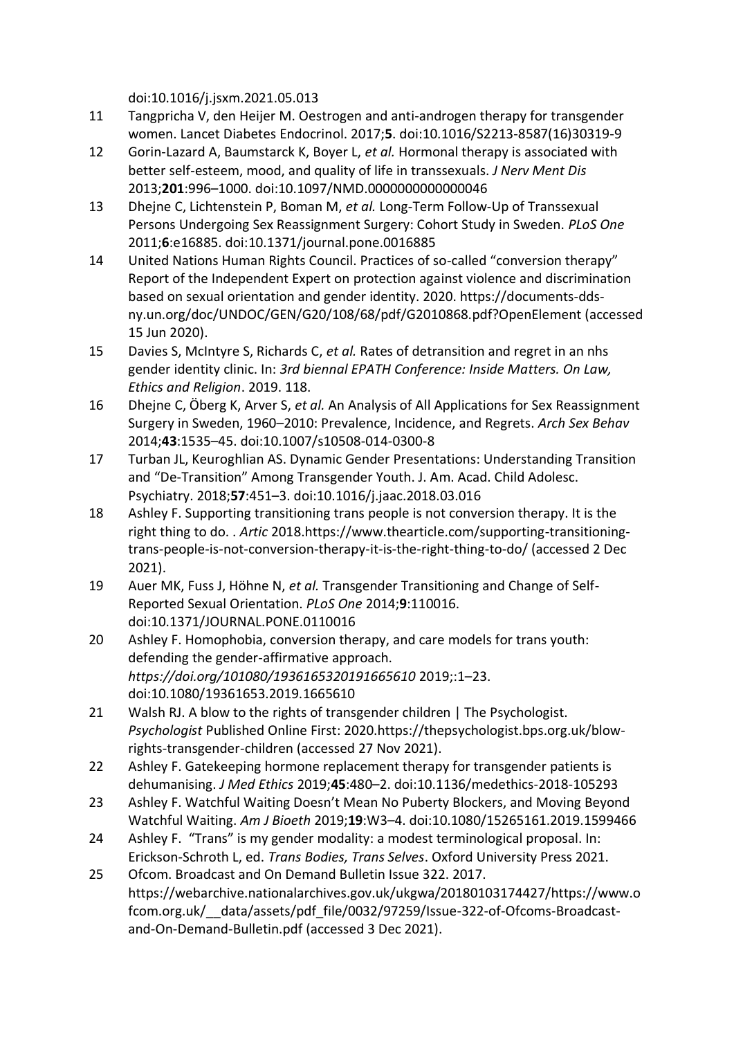doi:10.1016/j.jsxm.2021.05.013

11 Tangpricha V, den Heijer M. Oestrogen and anti-androgen therapy for transgender women. Lancet Diabetes Endocrinol. 2017;**5**. doi:10.1016/S2213-8587(16)30319-9

12 Gorin-Lazard A, Baumstarck K, Boyer L, *et al.* Hormonal therapy is associated with better self-esteem, mood, and quality of life in transsexuals. *J Nerv Ment Dis* 2013;**201**:996–1000. doi:10.1097/NMD.0000000000000046

13 Dhejne C, Lichtenstein P, Boman M, *et al.* Long-Term Follow-Up of Transsexual Persons Undergoing Sex Reassignment Surgery: Cohort Study in Sweden. *PLoS One* 2011;**6**:e16885. doi:10.1371/journal.pone.0016885

14 United Nations Human Rights Council. Practices of so-called "conversion therapy" Report of the Independent Expert on protection against violence and discrimination based on sexual orientation and gender identity. 2020. https://documents-dds-ny.un.org/doc/UNDOC/GEN/G20/108/68/pdf/G2010868.pdf?OpenElement (accessed 15 Jun 2020).

15 Davies S, McIntyre S, Richards C, *et al.* Rates of detransition and regret in an nhs gender identity clinic. In: *3rd biennal EPATH Conference: Inside Matters. On Law, Ethics and Religion*. 2019. 118.

16 Dhejne C, Öberg K, Arver S, *et al.* An Analysis of All Applications for Sex Reassignment Surgery in Sweden, 1960–2010: Prevalence, Incidence, and Regrets. *Arch Sex Behav* 2014;**43**:1535–45. doi:10.1007/s10508-014-0300-8

17 Turban JL, Keuroghlian AS. Dynamic Gender Presentations: Understanding Transition and "De-Transition" Among Transgender Youth. J. Am. Acad. Child Adolesc. Psychiatry. 2018;**57**:451–3. doi:10.1016/j.jaac.2018.03.016

18 Ashley F. Supporting transitioning trans people is not conversion therapy. It is the right thing to do. . *Artic* 2018.https://www.thearticle.com/supporting-transitioning-trans-people-is-not-conversion-therapy-it-is-the-right-thing-to-do/ (accessed 2 Dec 2021).

19 Auer MK, Fuss J, Höhne N, *et al.* Transgender Transitioning and Change of Self-Reported Sexual Orientation. *PLoS One* 2014;**9**:110016. doi:10.1371/JOURNAL.PONE.0110016

20 Ashley F. Homophobia, conversion therapy, and care models for trans youth: defending the gender-affirmative approach. *https://doi.org/101080/1936165320191665610* 2019;:1–23. doi:10.1080/19361653.2019.1665610

21 Walsh RJ. A blow to the rights of transgender children | The Psychologist. *Psychologist* Published Online First: 2020.https://thepsychologist.bps.org.uk/blow-rights-transgender-children (accessed 27 Nov 2021).

22 Ashley F. Gatekeeping hormone replacement therapy for transgender patients is dehumanising. *J Med Ethics* 2019;**45**:480–2. doi:10.1136/medethics-2018-105293

23 Ashley F. Watchful Waiting Doesn't Mean No Puberty Blockers, and Moving Beyond Watchful Waiting. *Am J Bioeth* 2019;**19**:W3–4. doi:10.1080/15265161.2019.1599466

24 Ashley F. "Trans" is my gender modality: a modest terminological proposal. In: Erickson-Schroth L, ed. *Trans Bodies, Trans Selves*. Oxford University Press 2021.

25 Ofcom. Broadcast and On Demand Bulletin Issue 322. 2017. https://webarchive.nationalarchives.gov.uk/ukgwa/20180103174427/https://www.ofcom.org.uk/__data/assets/pdf_file/0032/97259/Issue-322-of-Ofcoms-Broadcast-and-On-Demand-Bulletin.pdf (accessed 3 Dec 2021).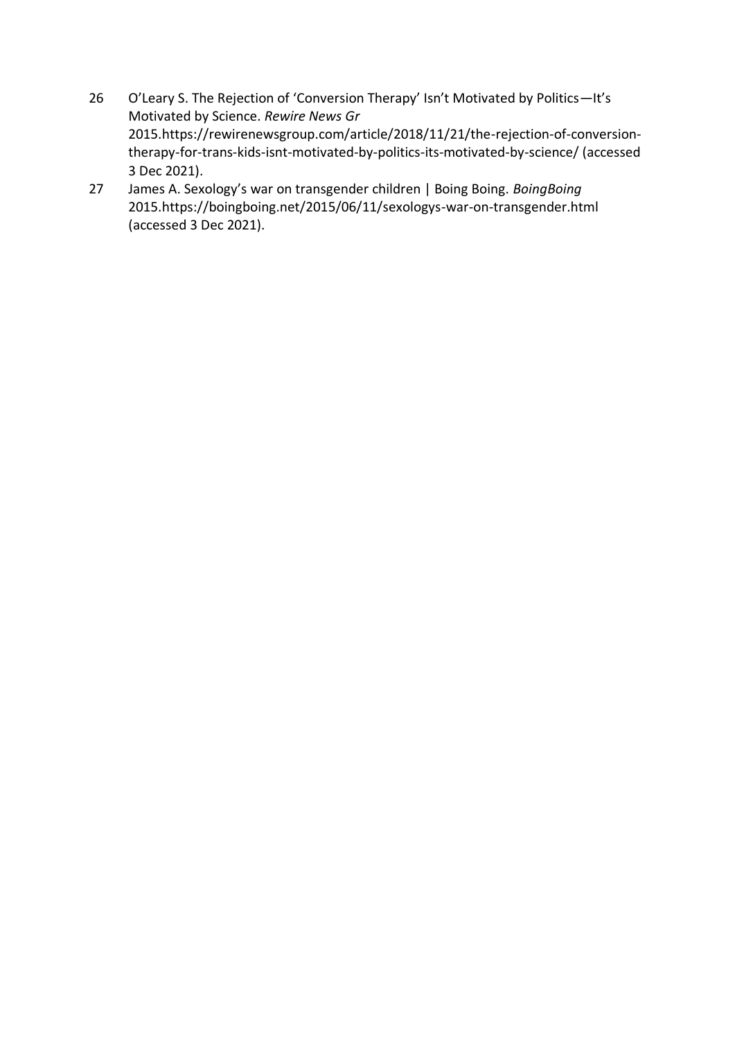26 O'Leary S. The Rejection of 'Conversion Therapy' Isn't Motivated by Politics—It's Motivated by Science. *Rewire News Gr* 2015.https://rewirenewsgroup.com/article/2018/11/21/the-rejection-of-conversion-therapy-for-trans-kids-isnt-motivated-by-politics-its-motivated-by-science/ (accessed 3 Dec 2021).

27 James A. Sexology's war on transgender children | Boing Boing. *BoingBoing* 2015.https://boingboing.net/2015/06/11/sexologys-war-on-transgender.html (accessed 3 Dec 2021).